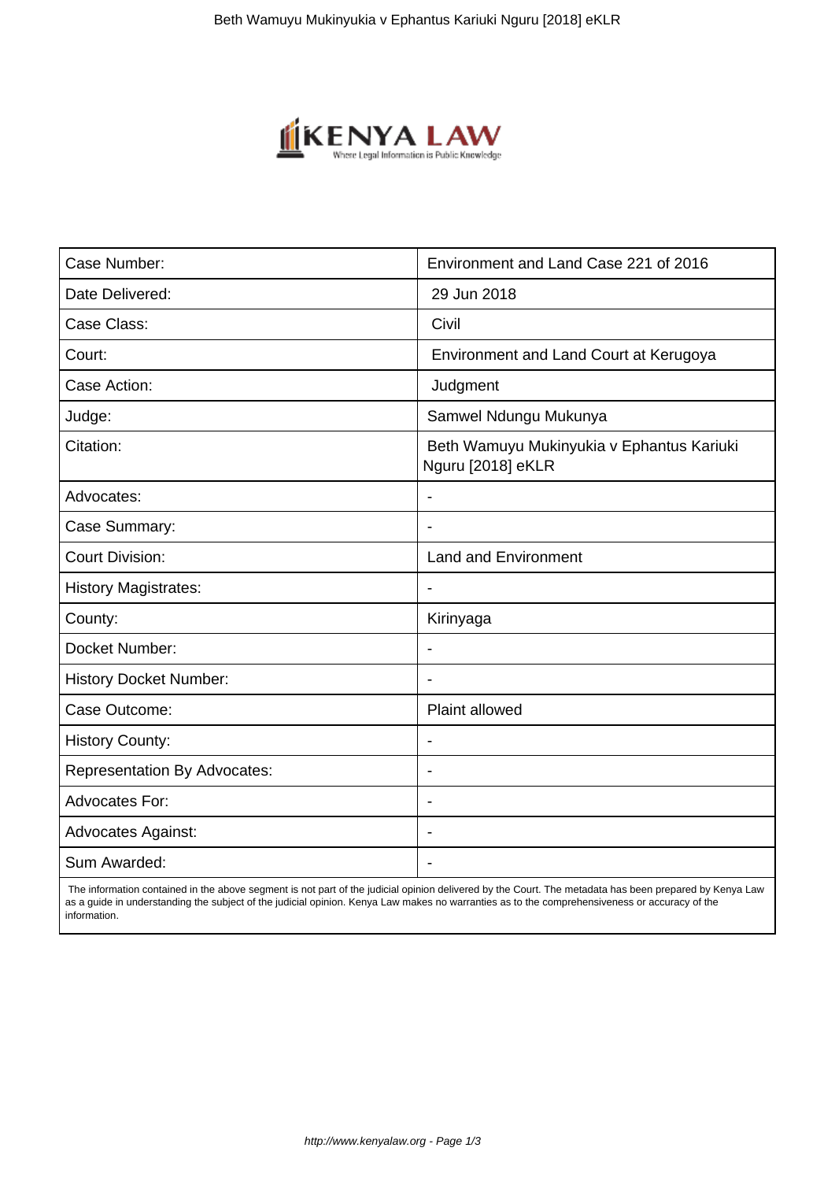| Case Number: | Environment and Land Case 221 of 2016 |
|---|---|
| Date Delivered: | 29 Jun 2018 |
| Case Class: | Civil |
| Court: | Environment and Land Court at Kerugoya |
| Case Action: | Judgment |
| Judge: | Samwel Ndungu Mukunya |
| Citation: | Beth Wamuyu Mukinyukia v Ephantus Kariuki Nguru [2018] eKLR |
| Advocates: | - |
| Case Summary: | - |
| Court Division: | Land and Environment |
| History Magistrates: | - |
| County: | Kirinyaga |
| Docket Number: | - |
| History Docket Number: | - |
| Case Outcome: | Plaint allowed |
| History County: | - |
| Representation By Advocates: | - |
| Advocates For: | - |
| Advocates Against: | - |
| Sum Awarded: | - |

The information contained in the above segment is not part of the judicial opinion delivered by the Court. The metadata has been prepared by Kenya Law as a guide in understanding the subject of the judicial opinion. Kenya Law makes no warranties as to the comprehensiveness or accuracy of the information.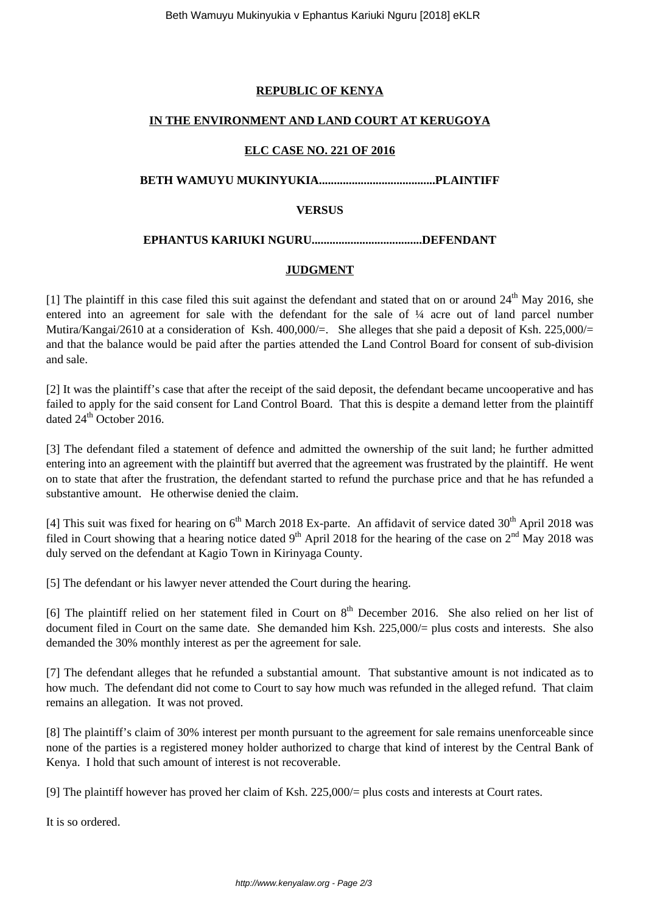**REPUBLIC OF KENYA**

**IN THE ENVIRONMENT AND LAND COURT AT KERUGOYA**

**ELC CASE NO. 221 OF 2016**

**BETH WAMUYU MUKINYUKIA.......................................PLAINTIFF**

**VERSUS**

**EPHANTUS KARIUKI NGURU.....................................DEFENDANT**

**JUDGMENT**

[1] The plaintiff in this case filed this suit against the defendant and stated that on or around 24th May 2016, she entered into an agreement for sale with the defendant for the sale of ¼ acre out of land parcel number Mutira/Kangai/2610 at a consideration of Ksh. 400,000/=. She alleges that she paid a deposit of Ksh. 225,000/= and that the balance would be paid after the parties attended the Land Control Board for consent of sub-division and sale.

[2] It was the plaintiff's case that after the receipt of the said deposit, the defendant became uncooperative and has failed to apply for the said consent for Land Control Board. That this is despite a demand letter from the plaintiff dated 24th October 2016.

[3] The defendant filed a statement of defence and admitted the ownership of the suit land; he further admitted entering into an agreement with the plaintiff but averred that the agreement was frustrated by the plaintiff. He went on to state that after the frustration, the defendant started to refund the purchase price and that he has refunded a substantive amount. He otherwise denied the claim.

[4] This suit was fixed for hearing on 6th March 2018 Ex-parte. An affidavit of service dated 30th April 2018 was filed in Court showing that a hearing notice dated 9th April 2018 for the hearing of the case on 2nd May 2018 was duly served on the defendant at Kagio Town in Kirinyaga County.

[5] The defendant or his lawyer never attended the Court during the hearing.

[6] The plaintiff relied on her statement filed in Court on 8th December 2016. She also relied on her list of document filed in Court on the same date. She demanded him Ksh. 225,000/= plus costs and interests. She also demanded the 30% monthly interest as per the agreement for sale.

[7] The defendant alleges that he refunded a substantial amount. That substantive amount is not indicated as to how much. The defendant did not come to Court to say how much was refunded in the alleged refund. That claim remains an allegation. It was not proved.

[8] The plaintiff's claim of 30% interest per month pursuant to the agreement for sale remains unenforceable since none of the parties is a registered money holder authorized to charge that kind of interest by the Central Bank of Kenya. I hold that such amount of interest is not recoverable.

[9] The plaintiff however has proved her claim of Ksh. 225,000/= plus costs and interests at Court rates.

It is so ordered.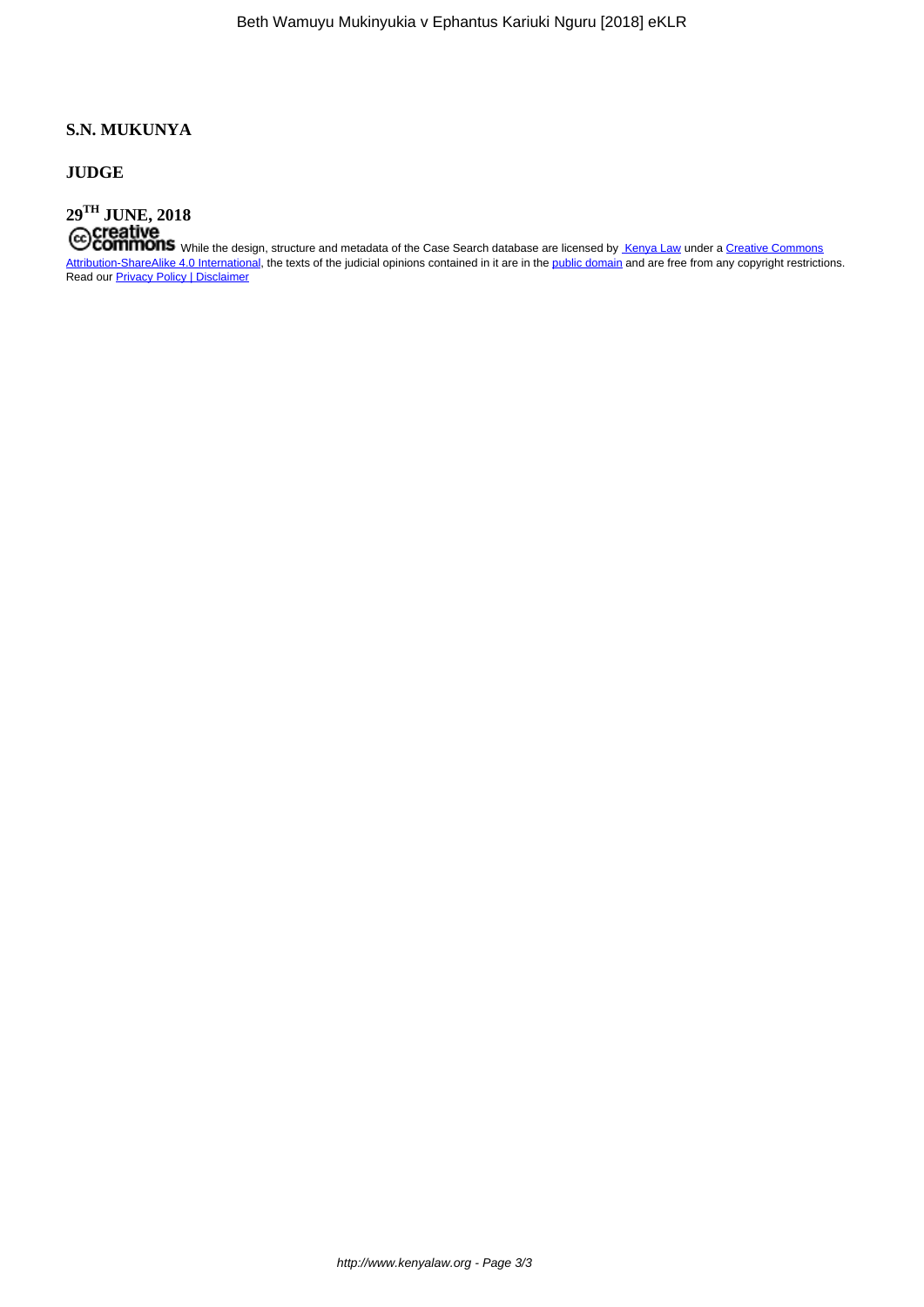**S.N. MUKUNYA**

**JUDGE**

**29TH JUNE, 2018**

While the design, structure and metadata of the Case Search database are licensed by Kenya Law under a Creative Commons Attribution-ShareAlike 4.0 International, the texts of the judicial opinions contained in it are in the public domain and are free from any copyright restrictions. Read our Privacy Policy | Disclaimer